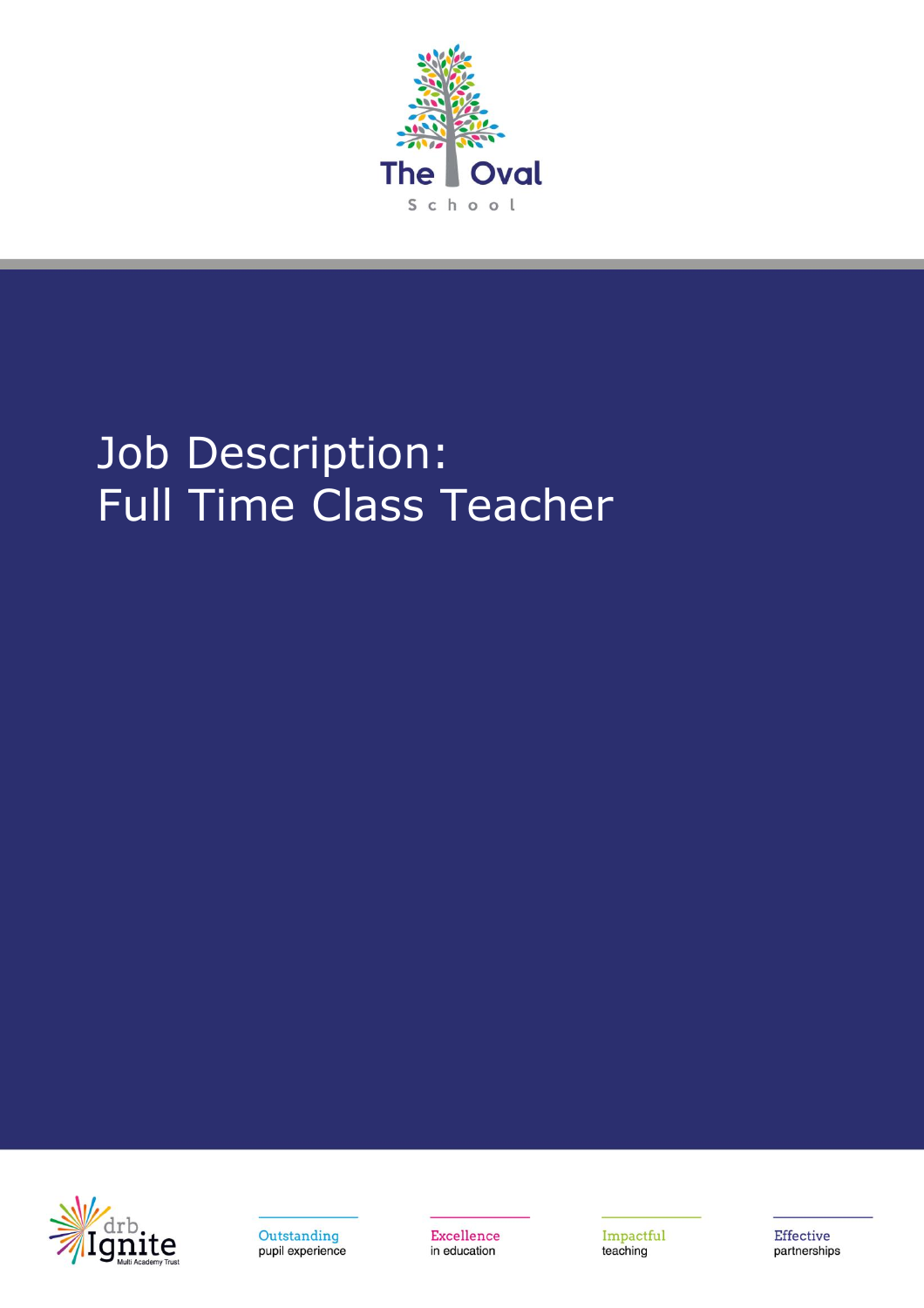The Oval

School

# Job Description:
# Full Time Class Teacher

drb Ignite Multi Academy Trust

Outstanding
pupil experience

Excellence
in education

Impactful
teaching

Effective
partnerships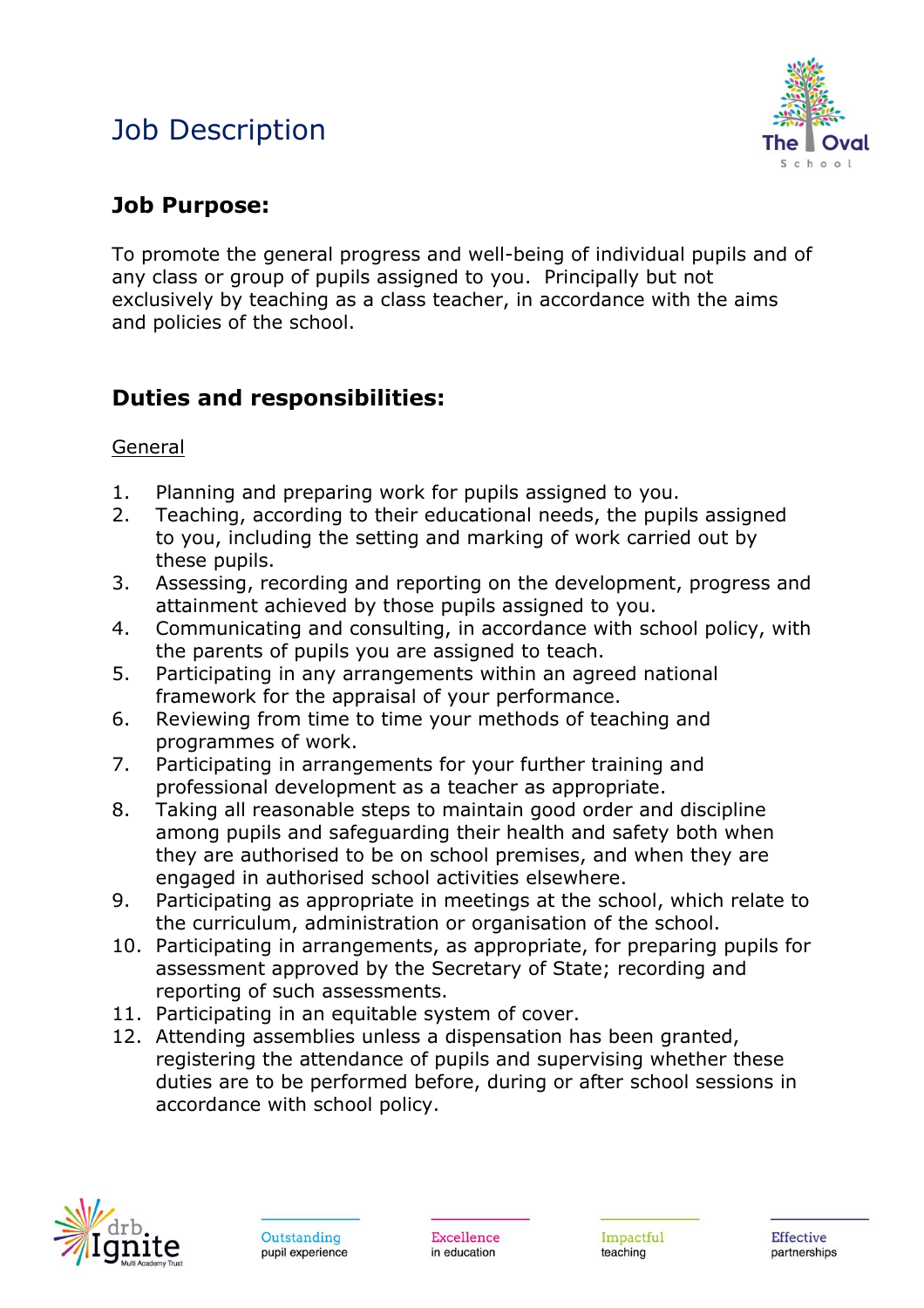# Job Description

## Job Purpose:

To promote the general progress and well-being of individual pupils and of any class or group of pupils assigned to you. Principally but not exclusively by teaching as a class teacher, in accordance with the aims and policies of the school.

## Duties and responsibilities:

General

1. Planning and preparing work for pupils assigned to you.
2. Teaching, according to their educational needs, the pupils assigned to you, including the setting and marking of work carried out by these pupils.
3. Assessing, recording and reporting on the development, progress and attainment achieved by those pupils assigned to you.
4. Communicating and consulting, in accordance with school policy, with the parents of pupils you are assigned to teach.
5. Participating in any arrangements within an agreed national framework for the appraisal of your performance.
6. Reviewing from time to time your methods of teaching and programmes of work.
7. Participating in arrangements for your further training and professional development as a teacher as appropriate.
8. Taking all reasonable steps to maintain good order and discipline among pupils and safeguarding their health and safety both when they are authorised to be on school premises, and when they are engaged in authorised school activities elsewhere.
9. Participating as appropriate in meetings at the school, which relate to the curriculum, administration or organisation of the school.
10. Participating in arrangements, as appropriate, for preparing pupils for assessment approved by the Secretary of State; recording and reporting of such assessments.
11. Participating in an equitable system of cover.
12. Attending assemblies unless a dispensation has been granted, registering the attendance of pupils and supervising whether these duties are to be performed before, during or after school sessions in accordance with school policy.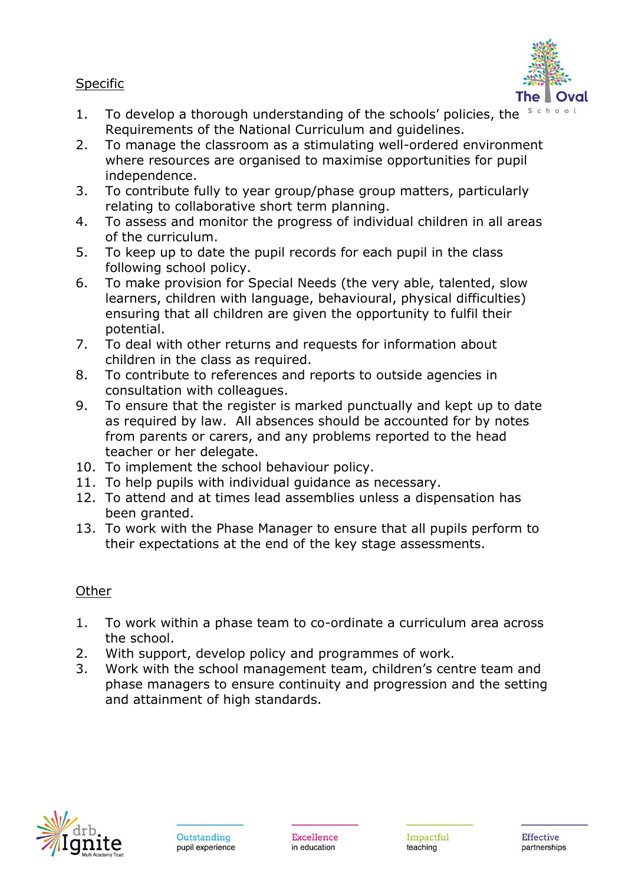Specific

1. To develop a thorough understanding of the schools' policies, the Requirements of the National Curriculum and guidelines.
2. To manage the classroom as a stimulating well-ordered environment where resources are organised to maximise opportunities for pupil independence.
3. To contribute fully to year group/phase group matters, particularly relating to collaborative short term planning.
4. To assess and monitor the progress of individual children in all areas of the curriculum.
5. To keep up to date the pupil records for each pupil in the class following school policy.
6. To make provision for Special Needs (the very able, talented, slow learners, children with language, behavioural, physical difficulties) ensuring that all children are given the opportunity to fulfil their potential.
7. To deal with other returns and requests for information about children in the class as required.
8. To contribute to references and reports to outside agencies in consultation with colleagues.
9. To ensure that the register is marked punctually and kept up to date as required by law. All absences should be accounted for by notes from parents or carers, and any problems reported to the head teacher or her delegate.
10. To implement the school behaviour policy.
11. To help pupils with individual guidance as necessary.
12. To attend and at times lead assemblies unless a dispensation has been granted.
13. To work with the Phase Manager to ensure that all pupils perform to their expectations at the end of the key stage assessments.

Other

1. To work within a phase team to co-ordinate a curriculum area across the school.
2. With support, develop policy and programmes of work.
3. Work with the school management team, children's centre team and phase managers to ensure continuity and progression and the setting and attainment of high standards.